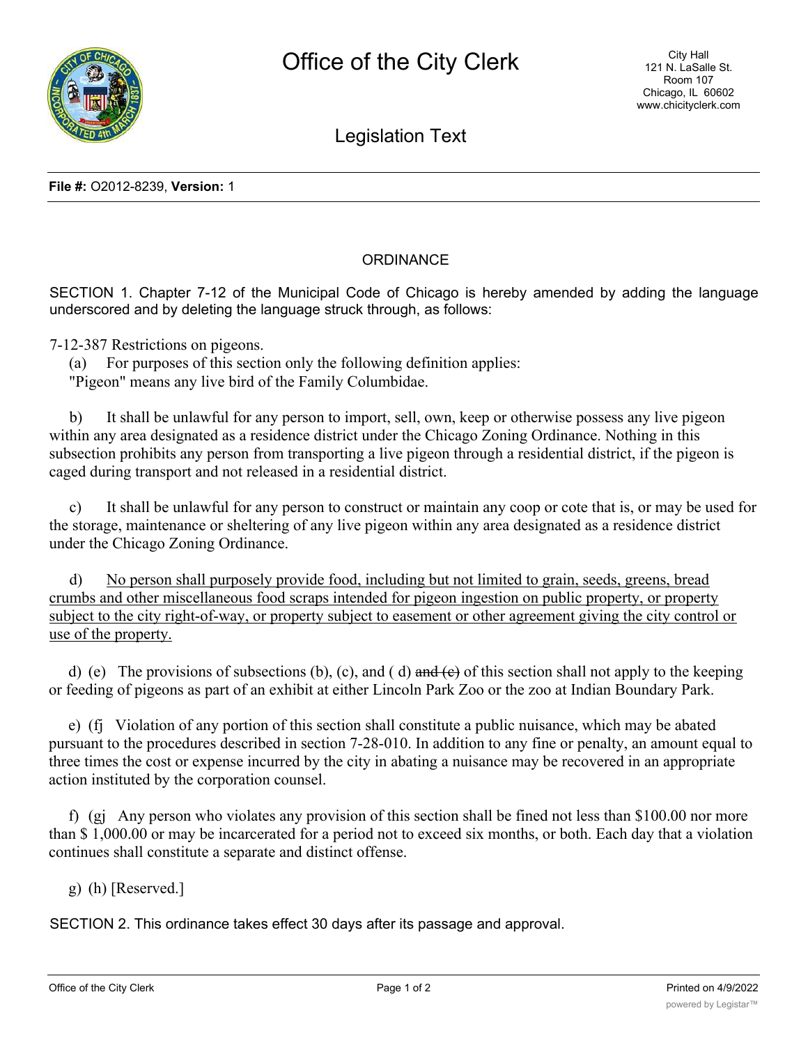Office of the City Clerk

City Hall
121 N. LaSalle St.
Room 107
Chicago, IL 60602
www.chicityclerk.com

Legislation Text

**File #:** O2012-8239, **Version:** 1

ORDINANCE

SECTION 1. Chapter 7-12 of the Municipal Code of Chicago is hereby amended by adding the language underscored and by deleting the language struck through, as follows:

7-12-387 Restrictions on pigeons.

(a) For purposes of this section only the following definition applies:
"Pigeon" means any live bird of the Family Columbidae.

b) It shall be unlawful for any person to import, sell, own, keep or otherwise possess any live pigeon within any area designated as a residence district under the Chicago Zoning Ordinance. Nothing in this subsection prohibits any person from transporting a live pigeon through a residential district, if the pigeon is caged during transport and not released in a residential district.

c) It shall be unlawful for any person to construct or maintain any coop or cote that is, or may be used for the storage, maintenance or sheltering of any live pigeon within any area designated as a residence district under the Chicago Zoning Ordinance.

d) <u>No person shall purposely provide food, including but not limited to grain, seeds, greens, bread crumbs and other miscellaneous food scraps intended for pigeon ingestion on public property, or property subject to the city right-of-way, or property subject to easement or other agreement giving the city control or use of the property.</u>

d) (e) The provisions of subsections (b), (c), and ( d) ~~and (e)~~ of this section shall not apply to the keeping or feeding of pigeons as part of an exhibit at either Lincoln Park Zoo or the zoo at Indian Boundary Park.

e) (fj Violation of any portion of this section shall constitute a public nuisance, which may be abated pursuant to the procedures described in section 7-28-010. In addition to any fine or penalty, an amount equal to three times the cost or expense incurred by the city in abating a nuisance may be recovered in an appropriate action instituted by the corporation counsel.

f) (gj Any person who violates any provision of this section shall be fined not less than $100.00 nor more than $ 1,000.00 or may be incarcerated for a period not to exceed six months, or both. Each day that a violation continues shall constitute a separate and distinct offense.

g) (h) [Reserved.]

SECTION 2. This ordinance takes effect 30 days after its passage and approval.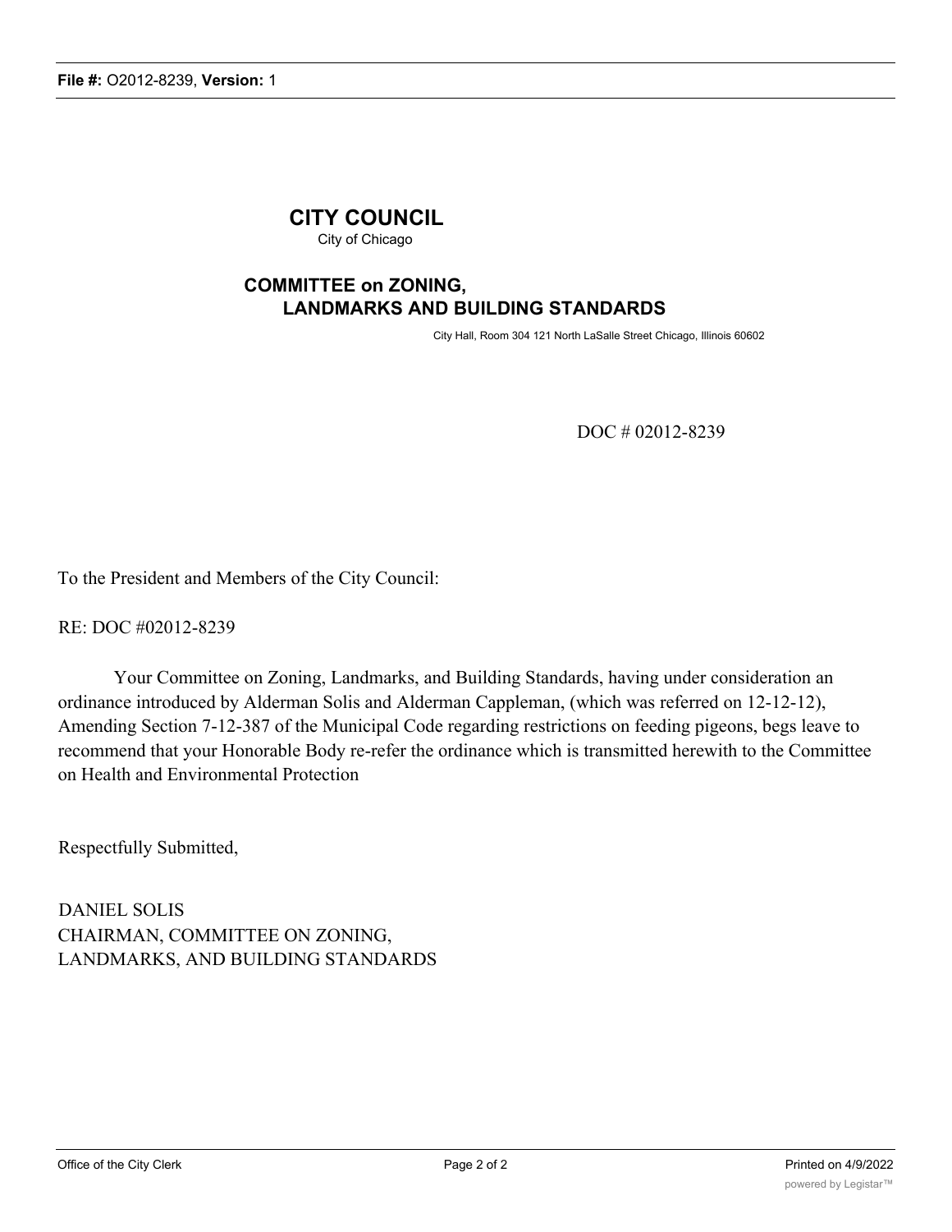# CITY COUNCIL

City of Chicago

## COMMITTEE on ZONING, LANDMARKS AND BUILDING STANDARDS

City Hall, Room 304 121 North LaSalle Street Chicago, Illinois 60602

DOC # 02012-8239

To the President and Members of the City Council:

RE: DOC #02012-8239

Your Committee on Zoning, Landmarks, and Building Standards, having under consideration an ordinance introduced by Alderman Solis and Alderman Cappleman, (which was referred on 12-12-12), Amending Section 7-12-387 of the Municipal Code regarding restrictions on feeding pigeons, begs leave to recommend that your Honorable Body re-refer the ordinance which is transmitted herewith to the Committee on Health and Environmental Protection

Respectfully Submitted,

DANIEL SOLIS
CHAIRMAN, COMMITTEE ON ZONING,
LANDMARKS, AND BUILDING STANDARDS